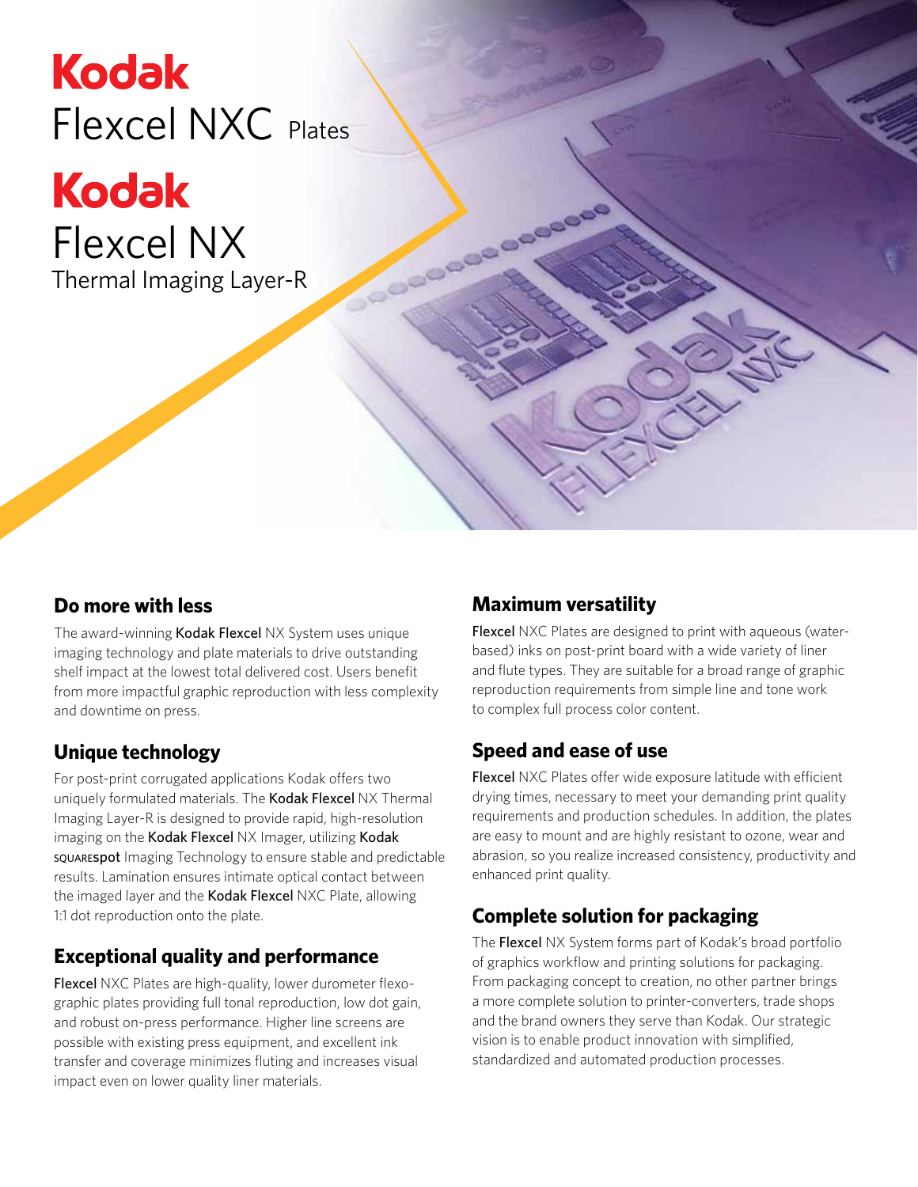# Kodak Flexcel NXC Plates

# Kodak Flexcel NX Thermal Imaging Layer-R

## Do more with less

The award-winning Kodak Flexcel NX System uses unique imaging technology and plate materials to drive outstanding shelf impact at the lowest total delivered cost. Users benefit from more impactful graphic reproduction with less complexity and downtime on press.

## Unique technology

For post-print corrugated applications Kodak offers two uniquely formulated materials. The Kodak Flexcel NX Thermal Imaging Layer-R is designed to provide rapid, high-resolution imaging on the Kodak Flexcel NX Imager, utilizing Kodak SQUARESPOT Imaging Technology to ensure stable and predictable results. Lamination ensures intimate optical contact between the imaged layer and the Kodak Flexcel NXC Plate, allowing 1:1 dot reproduction onto the plate.

## Exceptional quality and performance

Flexcel NXC Plates are high-quality, lower durometer flexographic plates providing full tonal reproduction, low dot gain, and robust on-press performance. Higher line screens are possible with existing press equipment, and excellent ink transfer and coverage minimizes fluting and increases visual impact even on lower quality liner materials.

## Maximum versatility

Flexcel NXC Plates are designed to print with aqueous (water-based) inks on post-print board with a wide variety of liner and flute types. They are suitable for a broad range of graphic reproduction requirements from simple line and tone work to complex full process color content.

## Speed and ease of use

Flexcel NXC Plates offer wide exposure latitude with efficient drying times, necessary to meet your demanding print quality requirements and production schedules. In addition, the plates are easy to mount and are highly resistant to ozone, wear and abrasion, so you realize increased consistency, productivity and enhanced print quality.

## Complete solution for packaging

The Flexcel NX System forms part of Kodak's broad portfolio of graphics workflow and printing solutions for packaging. From packaging concept to creation, no other partner brings a more complete solution to printer-converters, trade shops and the brand owners they serve than Kodak. Our strategic vision is to enable product innovation with simplified, standardized and automated production processes.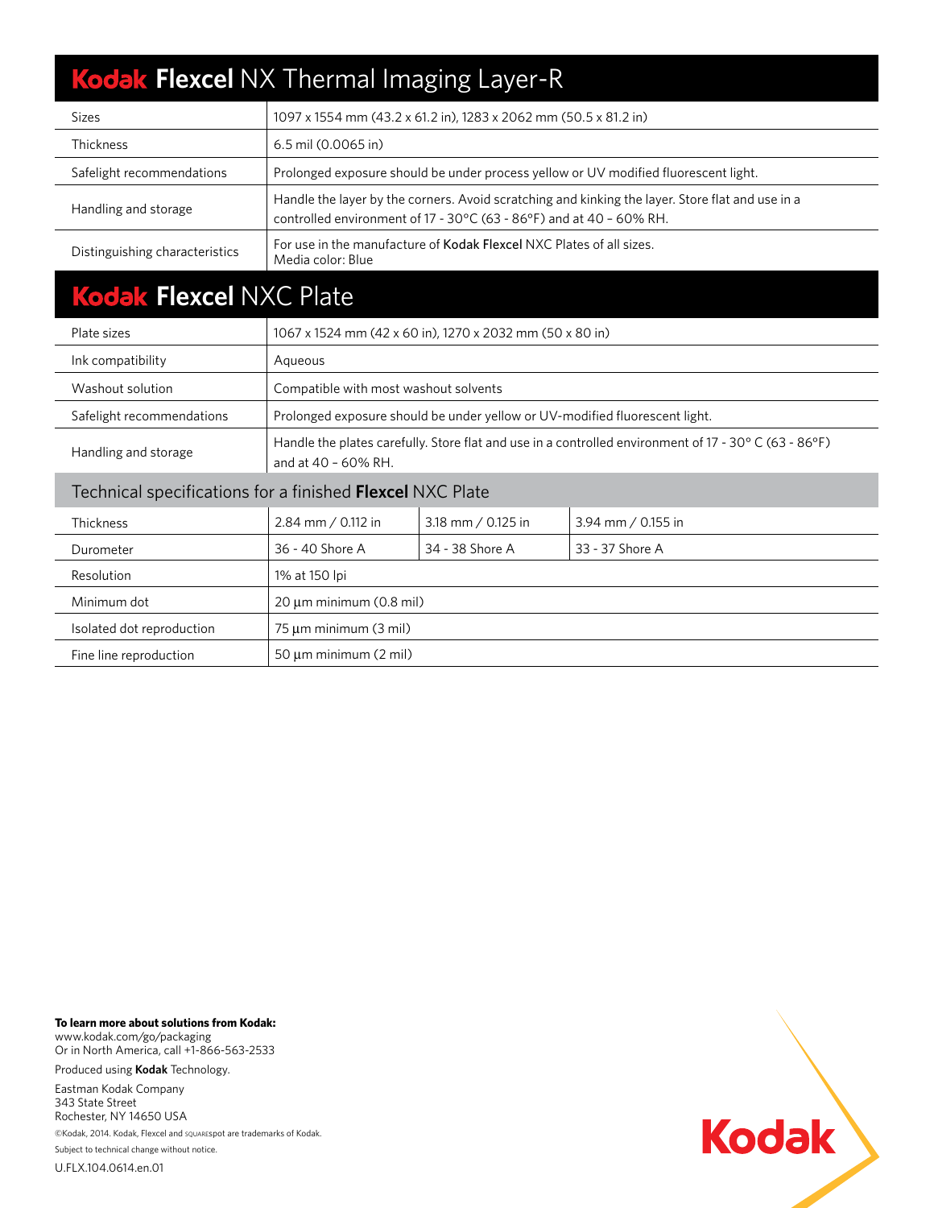## **Kodak Flexcel** NX Thermal Imaging Layer-R

| | |
|---|---|
| Sizes | 1097 x 1554 mm (43.2 x 61.2 in), 1283 x 2062 mm (50.5 x 81.2 in) |
| Thickness | 6.5 mil (0.0065 in) |
| Safelight recommendations | Prolonged exposure should be under process yellow or UV modified fluorescent light. |
| Handling and storage | Handle the layer by the corners. Avoid scratching and kinking the layer. Store flat and use in a controlled environment of 17 - 30°C (63 - 86°F) and at 40 – 60% RH. |
| Distinguishing characteristics | For use in the manufacture of **Kodak Flexcel** NXC Plates of all sizes. Media color: Blue |

## **Kodak Flexcel** NXC Plate

| | |
|---|---|
| Plate sizes | 1067 x 1524 mm (42 x 60 in), 1270 x 2032 mm (50 x 80 in) |
| Ink compatibility | Aqueous |
| Washout solution | Compatible with most washout solvents |
| Safelight recommendations | Prolonged exposure should be under yellow or UV-modified fluorescent light. |
| Handling and storage | Handle the plates carefully. Store flat and use in a controlled environment of 17 - 30° C (63 - 86°F) and at 40 – 60% RH. |

### Technical specifications for a finished **Flexcel** NXC Plate

| | | | |
|---|---|---|---|
| Thickness | 2.84 mm / 0.112 in | 3.18 mm / 0.125 in | 3.94 mm / 0.155 in |
| Durometer | 36 - 40 Shore A | 34 - 38 Shore A | 33 - 37 Shore A |
| Resolution | 1% at 150 lpi | | |
| Minimum dot | 20 µm minimum (0.8 mil) | | |
| Isolated dot reproduction | 75 µm minimum (3 mil) | | |
| Fine line reproduction | 50 µm minimum (2 mil) | | |

**To learn more about solutions from Kodak:**
www.kodak.com/go/packaging
Or in North America, call +1-866-563-2533

Produced using **Kodak** Technology.

Eastman Kodak Company
343 State Street
Rochester, NY 14650 USA

©Kodak, 2014. Kodak, Flexcel and SQUAREspot are trademarks of Kodak.

Subject to technical change without notice.

U.FLX.104.0614.en.01

Kodak